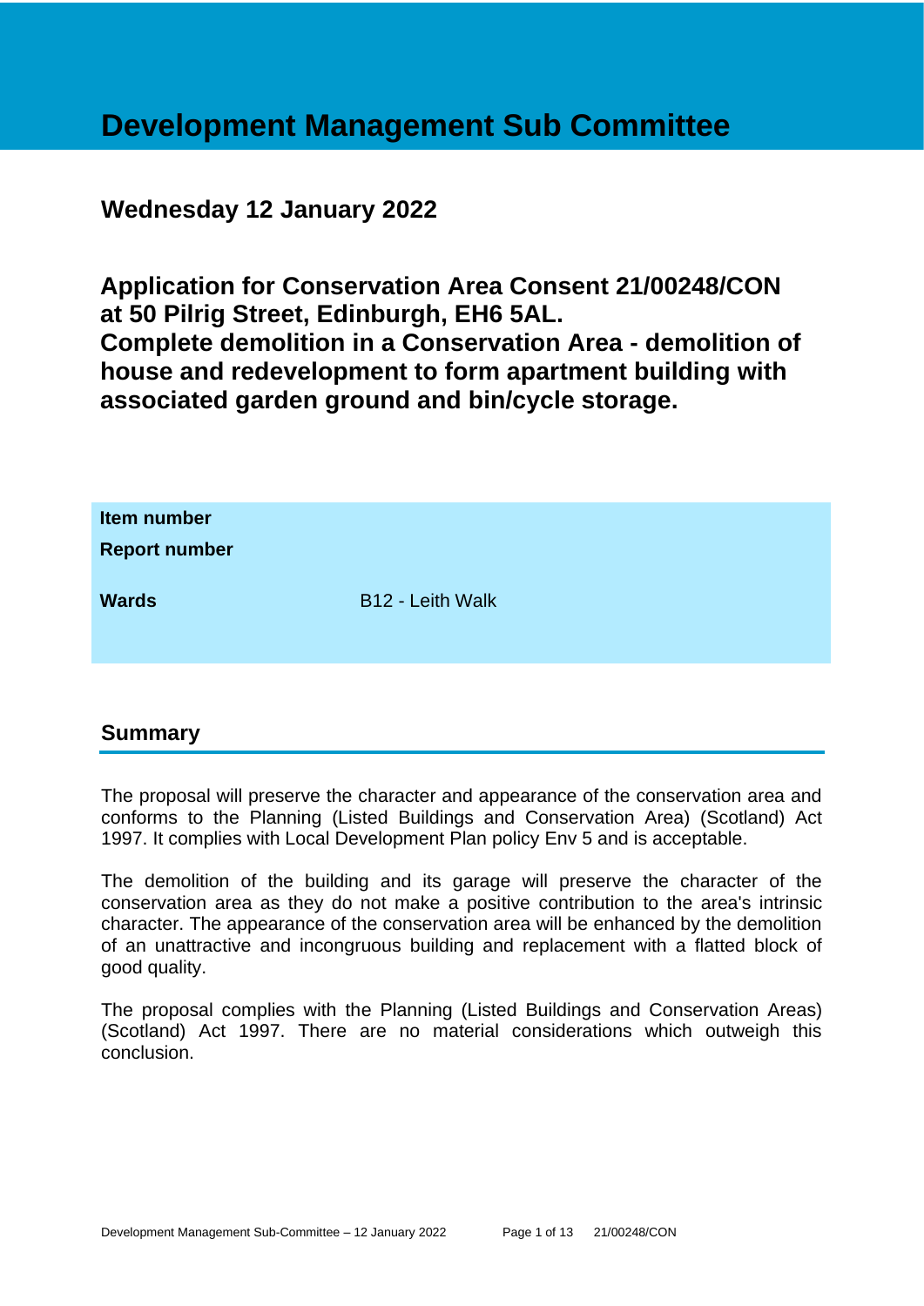# Development Management Sub Committee

## Wednesday 12 January 2022

## Application for Conservation Area Consent 21/00248/CON at 50 Pilrig Street, Edinburgh, EH6 5AL. Complete demolition in a Conservation Area - demolition of house and redevelopment to form apartment building with associated garden ground and bin/cycle storage.

| | |
|---|---|
| **Item number** | |
| **Report number** | |
| **Wards** | B12 - Leith Walk |

## Summary

The proposal will preserve the character and appearance of the conservation area and conforms to the Planning (Listed Buildings and Conservation Area) (Scotland) Act 1997. It complies with Local Development Plan policy Env 5 and is acceptable.

The demolition of the building and its garage will preserve the character of the conservation area as they do not make a positive contribution to the area's intrinsic character. The appearance of the conservation area will be enhanced by the demolition of an unattractive and incongruous building and replacement with a flatted block of good quality.

The proposal complies with the Planning (Listed Buildings and Conservation Areas) (Scotland) Act 1997. There are no material considerations which outweigh this conclusion.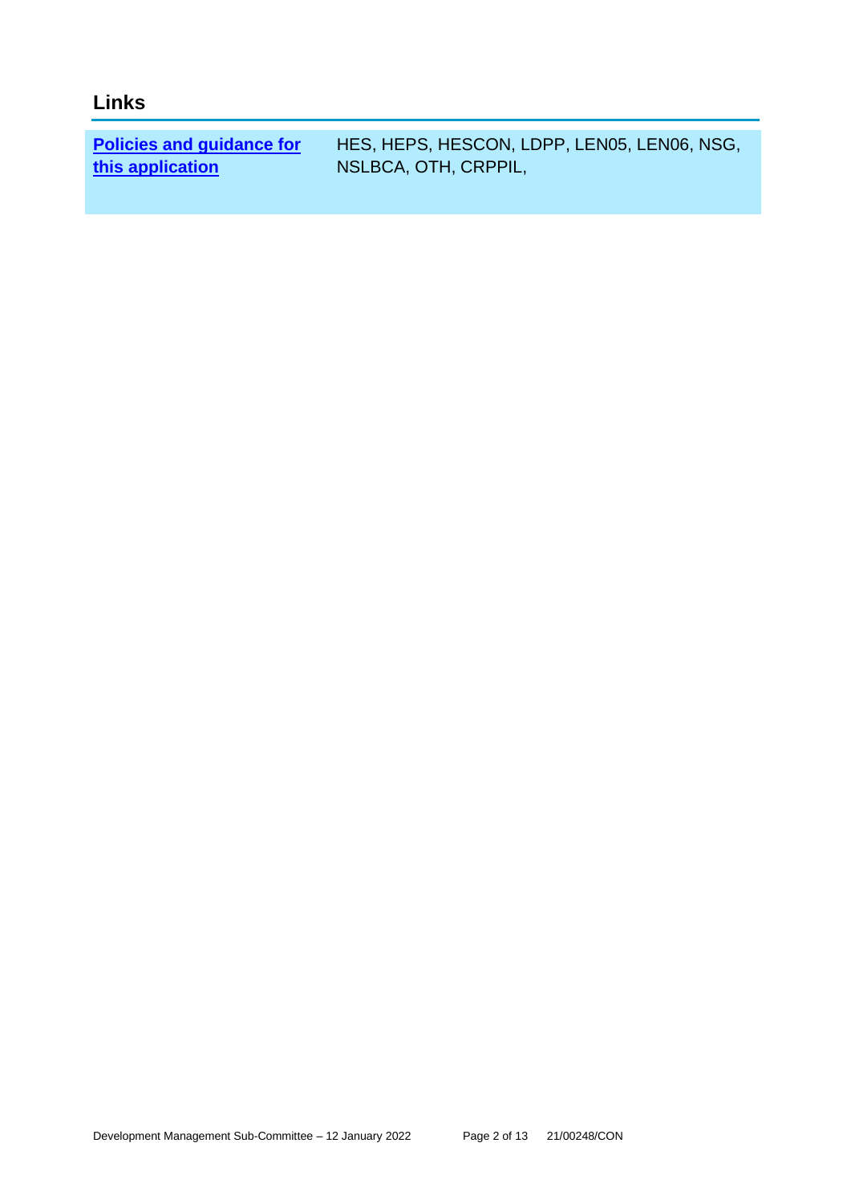## Links

| Policies and guidance for this application | HES, HEPS, HESCON, LDPP, LEN05, LEN06, NSG, NSLBCA, OTH, CRPPIL, |
|---|---|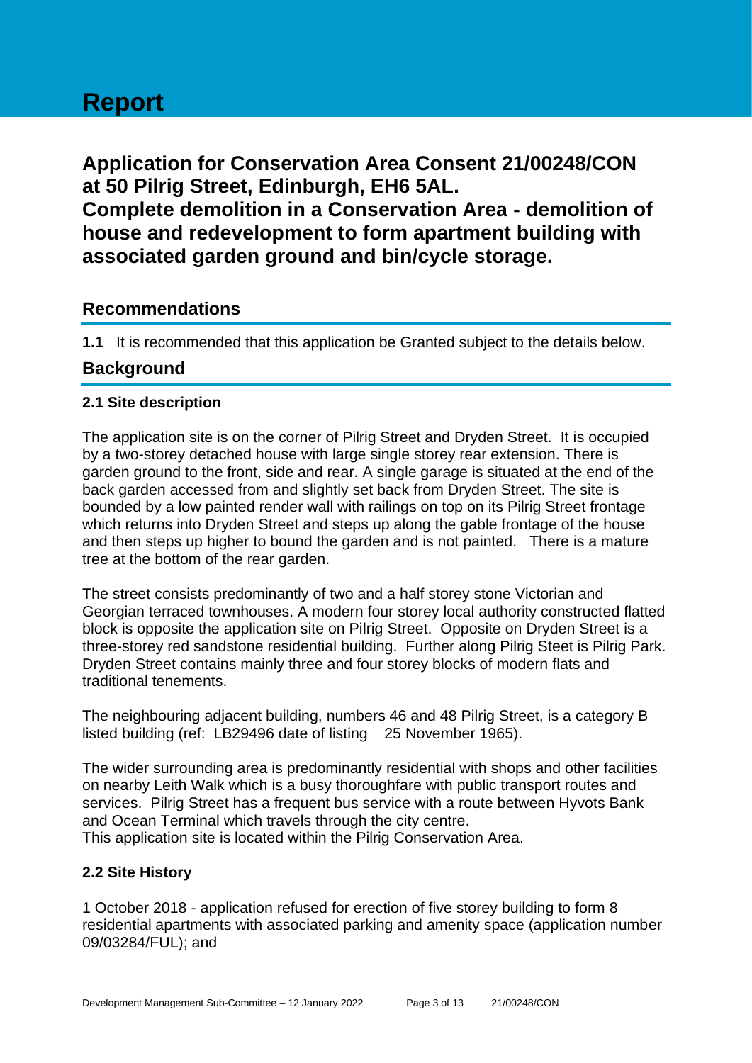# Report

## Application for Conservation Area Consent 21/00248/CON at 50 Pilrig Street, Edinburgh, EH6 5AL. Complete demolition in a Conservation Area - demolition of house and redevelopment to form apartment building with associated garden ground and bin/cycle storage.

## Recommendations

**1.1** It is recommended that this application be Granted subject to the details below.

## Background

### 2.1 Site description

The application site is on the corner of Pilrig Street and Dryden Street. It is occupied by a two-storey detached house with large single storey rear extension. There is garden ground to the front, side and rear. A single garage is situated at the end of the back garden accessed from and slightly set back from Dryden Street. The site is bounded by a low painted render wall with railings on top on its Pilrig Street frontage which returns into Dryden Street and steps up along the gable frontage of the house and then steps up higher to bound the garden and is not painted. There is a mature tree at the bottom of the rear garden.

The street consists predominantly of two and a half storey stone Victorian and Georgian terraced townhouses. A modern four storey local authority constructed flatted block is opposite the application site on Pilrig Street. Opposite on Dryden Street is a three-storey red sandstone residential building. Further along Pilrig Steet is Pilrig Park. Dryden Street contains mainly three and four storey blocks of modern flats and traditional tenements.

The neighbouring adjacent building, numbers 46 and 48 Pilrig Street, is a category B listed building (ref: LB29496 date of listing 25 November 1965).

The wider surrounding area is predominantly residential with shops and other facilities on nearby Leith Walk which is a busy thoroughfare with public transport routes and services. Pilrig Street has a frequent bus service with a route between Hyvots Bank and Ocean Terminal which travels through the city centre.
This application site is located within the Pilrig Conservation Area.

### 2.2 Site History

1 October 2018 - application refused for erection of five storey building to form 8 residential apartments with associated parking and amenity space (application number 09/03284/FUL); and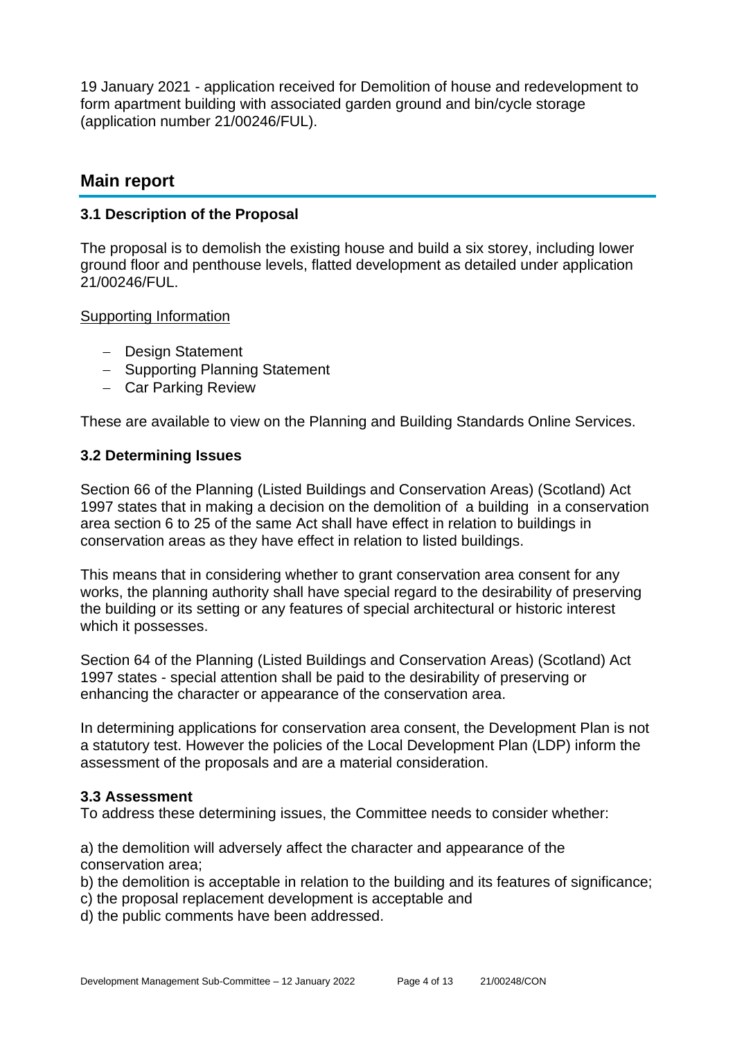19 January 2021 - application received for Demolition of house and redevelopment to form apartment building with associated garden ground and bin/cycle storage (application number 21/00246/FUL).

## Main report

### 3.1 Description of the Proposal

The proposal is to demolish the existing house and build a six storey, including lower ground floor and penthouse levels, flatted development as detailed under application 21/00246/FUL.

Supporting Information

- Design Statement
- Supporting Planning Statement
- Car Parking Review

These are available to view on the Planning and Building Standards Online Services.

### 3.2 Determining Issues

Section 66 of the Planning (Listed Buildings and Conservation Areas) (Scotland) Act 1997 states that in making a decision on the demolition of a building in a conservation area section 6 to 25 of the same Act shall have effect in relation to buildings in conservation areas as they have effect in relation to listed buildings.

This means that in considering whether to grant conservation area consent for any works, the planning authority shall have special regard to the desirability of preserving the building or its setting or any features of special architectural or historic interest which it possesses.

Section 64 of the Planning (Listed Buildings and Conservation Areas) (Scotland) Act 1997 states - special attention shall be paid to the desirability of preserving or enhancing the character or appearance of the conservation area.

In determining applications for conservation area consent, the Development Plan is not a statutory test. However the policies of the Local Development Plan (LDP) inform the assessment of the proposals and are a material consideration.

### 3.3 Assessment

To address these determining issues, the Committee needs to consider whether:

a) the demolition will adversely affect the character and appearance of the conservation area;

b) the demolition is acceptable in relation to the building and its features of significance;

c) the proposal replacement development is acceptable and

d) the public comments have been addressed.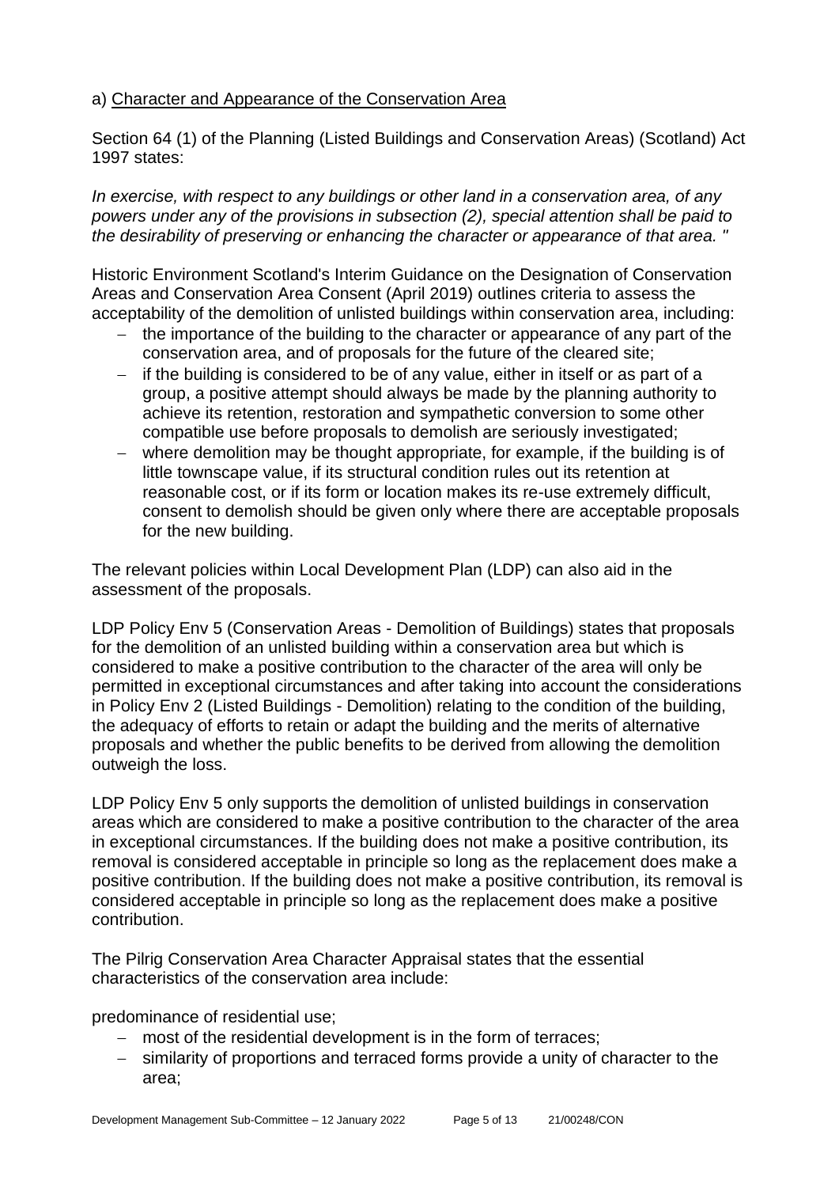a) Character and Appearance of the Conservation Area

Section 64 (1) of the Planning (Listed Buildings and Conservation Areas) (Scotland) Act 1997 states:

*In exercise, with respect to any buildings or other land in a conservation area, of any powers under any of the provisions in subsection (2), special attention shall be paid to the desirability of preserving or enhancing the character or appearance of that area. "*

Historic Environment Scotland's Interim Guidance on the Designation of Conservation Areas and Conservation Area Consent (April 2019) outlines criteria to assess the acceptability of the demolition of unlisted buildings within conservation area, including:

- the importance of the building to the character or appearance of any part of the conservation area, and of proposals for the future of the cleared site;
- if the building is considered to be of any value, either in itself or as part of a group, a positive attempt should always be made by the planning authority to achieve its retention, restoration and sympathetic conversion to some other compatible use before proposals to demolish are seriously investigated;
- where demolition may be thought appropriate, for example, if the building is of little townscape value, if its structural condition rules out its retention at reasonable cost, or if its form or location makes its re-use extremely difficult, consent to demolish should be given only where there are acceptable proposals for the new building.

The relevant policies within Local Development Plan (LDP) can also aid in the assessment of the proposals.

LDP Policy Env 5 (Conservation Areas - Demolition of Buildings) states that proposals for the demolition of an unlisted building within a conservation area but which is considered to make a positive contribution to the character of the area will only be permitted in exceptional circumstances and after taking into account the considerations in Policy Env 2 (Listed Buildings - Demolition) relating to the condition of the building, the adequacy of efforts to retain or adapt the building and the merits of alternative proposals and whether the public benefits to be derived from allowing the demolition outweigh the loss.

LDP Policy Env 5 only supports the demolition of unlisted buildings in conservation areas which are considered to make a positive contribution to the character of the area in exceptional circumstances. If the building does not make a positive contribution, its removal is considered acceptable in principle so long as the replacement does make a positive contribution. If the building does not make a positive contribution, its removal is considered acceptable in principle so long as the replacement does make a positive contribution.

The Pilrig Conservation Area Character Appraisal states that the essential characteristics of the conservation area include:

predominance of residential use;

- most of the residential development is in the form of terraces;
- similarity of proportions and terraced forms provide a unity of character to the area;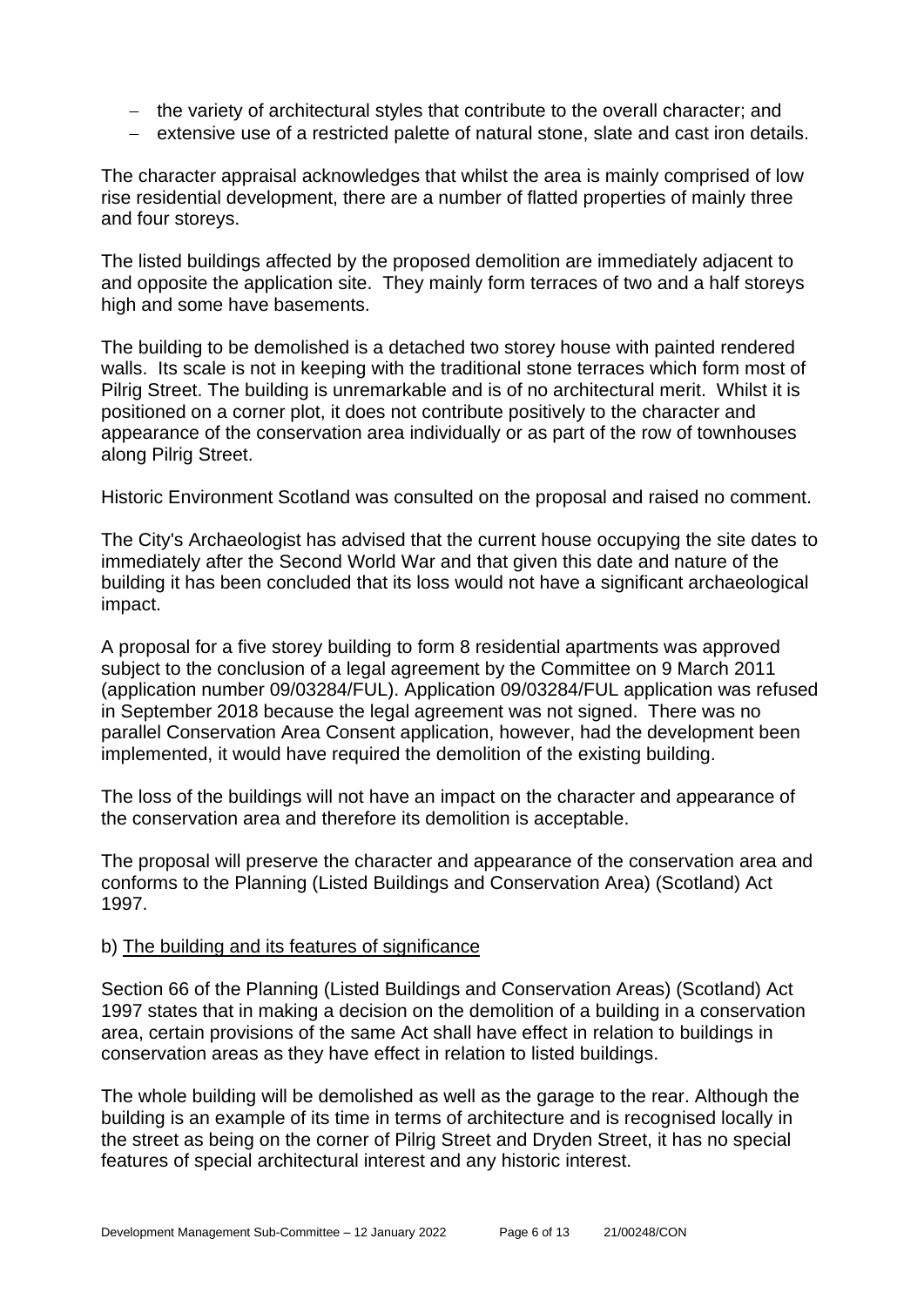- the variety of architectural styles that contribute to the overall character; and
- extensive use of a restricted palette of natural stone, slate and cast iron details.

The character appraisal acknowledges that whilst the area is mainly comprised of low rise residential development, there are a number of flatted properties of mainly three and four storeys.

The listed buildings affected by the proposed demolition are immediately adjacent to and opposite the application site. They mainly form terraces of two and a half storeys high and some have basements.

The building to be demolished is a detached two storey house with painted rendered walls. Its scale is not in keeping with the traditional stone terraces which form most of Pilrig Street. The building is unremarkable and is of no architectural merit. Whilst it is positioned on a corner plot, it does not contribute positively to the character and appearance of the conservation area individually or as part of the row of townhouses along Pilrig Street.

Historic Environment Scotland was consulted on the proposal and raised no comment.

The City's Archaeologist has advised that the current house occupying the site dates to immediately after the Second World War and that given this date and nature of the building it has been concluded that its loss would not have a significant archaeological impact.

A proposal for a five storey building to form 8 residential apartments was approved subject to the conclusion of a legal agreement by the Committee on 9 March 2011 (application number 09/03284/FUL). Application 09/03284/FUL application was refused in September 2018 because the legal agreement was not signed. There was no parallel Conservation Area Consent application, however, had the development been implemented, it would have required the demolition of the existing building.

The loss of the buildings will not have an impact on the character and appearance of the conservation area and therefore its demolition is acceptable.

The proposal will preserve the character and appearance of the conservation area and conforms to the Planning (Listed Buildings and Conservation Area) (Scotland) Act 1997.

b) The building and its features of significance

Section 66 of the Planning (Listed Buildings and Conservation Areas) (Scotland) Act 1997 states that in making a decision on the demolition of a building in a conservation area, certain provisions of the same Act shall have effect in relation to buildings in conservation areas as they have effect in relation to listed buildings.

The whole building will be demolished as well as the garage to the rear. Although the building is an example of its time in terms of architecture and is recognised locally in the street as being on the corner of Pilrig Street and Dryden Street, it has no special features of special architectural interest and any historic interest.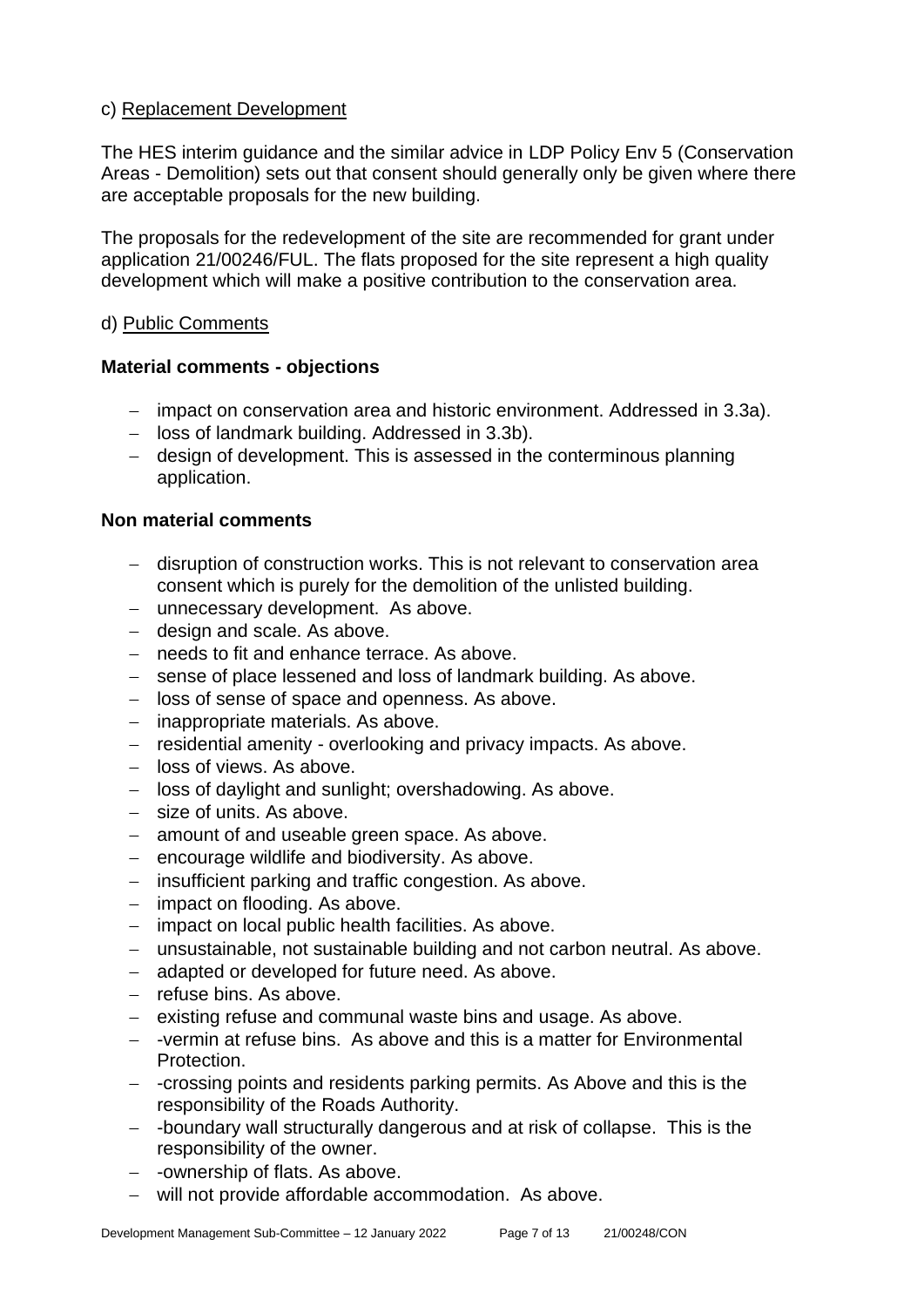c) Replacement Development

The HES interim guidance and the similar advice in LDP Policy Env 5 (Conservation Areas - Demolition) sets out that consent should generally only be given where there are acceptable proposals for the new building.

The proposals for the redevelopment of the site are recommended for grant under application 21/00246/FUL. The flats proposed for the site represent a high quality development which will make a positive contribution to the conservation area.

d) Public Comments

**Material comments - objections**

- impact on conservation area and historic environment. Addressed in 3.3a).
- loss of landmark building. Addressed in 3.3b).
- design of development. This is assessed in the conterminous planning application.

**Non material comments**

- disruption of construction works. This is not relevant to conservation area consent which is purely for the demolition of the unlisted building.
- unnecessary development. As above.
- design and scale. As above.
- needs to fit and enhance terrace. As above.
- sense of place lessened and loss of landmark building. As above.
- loss of sense of space and openness. As above.
- inappropriate materials. As above.
- residential amenity - overlooking and privacy impacts. As above.
- loss of views. As above.
- loss of daylight and sunlight; overshadowing. As above.
- size of units. As above.
- amount of and useable green space. As above.
- encourage wildlife and biodiversity. As above.
- insufficient parking and traffic congestion. As above.
- impact on flooding. As above.
- impact on local public health facilities. As above.
- unsustainable, not sustainable building and not carbon neutral. As above.
- adapted or developed for future need. As above.
- refuse bins. As above.
- existing refuse and communal waste bins and usage. As above.
- -vermin at refuse bins. As above and this is a matter for Environmental Protection.
- -crossing points and residents parking permits. As Above and this is the responsibility of the Roads Authority.
- -boundary wall structurally dangerous and at risk of collapse. This is the responsibility of the owner.
- -ownership of flats. As above.
- will not provide affordable accommodation. As above.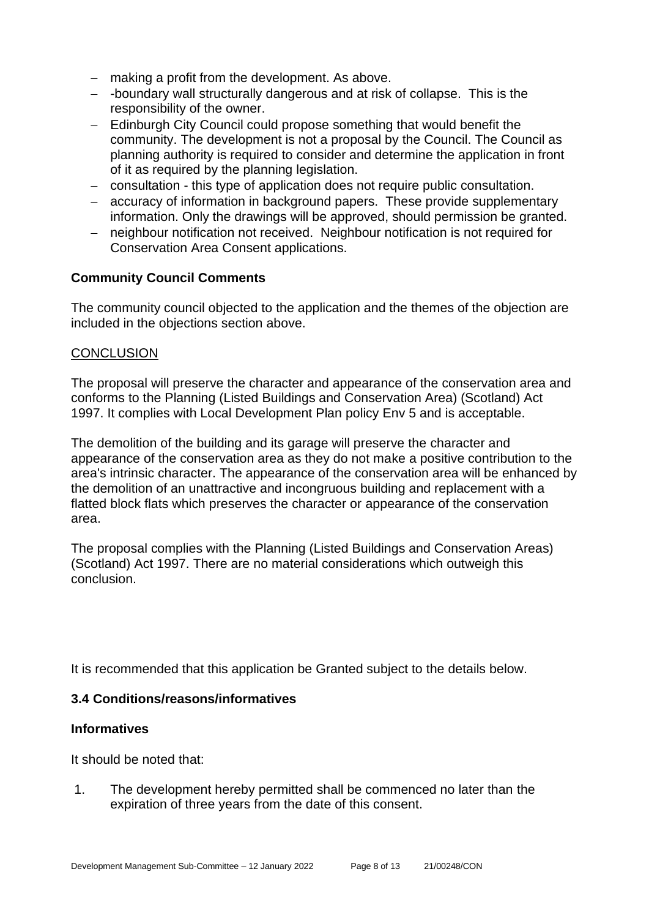- making a profit from the development. As above.
- -boundary wall structurally dangerous and at risk of collapse. This is the responsibility of the owner.
- Edinburgh City Council could propose something that would benefit the community. The development is not a proposal by the Council. The Council as planning authority is required to consider and determine the application in front of it as required by the planning legislation.
- consultation - this type of application does not require public consultation.
- accuracy of information in background papers. These provide supplementary information. Only the drawings will be approved, should permission be granted.
- neighbour notification not received. Neighbour notification is not required for Conservation Area Consent applications.

**Community Council Comments**

The community council objected to the application and the themes of the objection are included in the objections section above.

CONCLUSION

The proposal will preserve the character and appearance of the conservation area and conforms to the Planning (Listed Buildings and Conservation Area) (Scotland) Act 1997. It complies with Local Development Plan policy Env 5 and is acceptable.

The demolition of the building and its garage will preserve the character and appearance of the conservation area as they do not make a positive contribution to the area's intrinsic character. The appearance of the conservation area will be enhanced by the demolition of an unattractive and incongruous building and replacement with a flatted block flats which preserves the character or appearance of the conservation area.

The proposal complies with the Planning (Listed Buildings and Conservation Areas) (Scotland) Act 1997. There are no material considerations which outweigh this conclusion.

It is recommended that this application be Granted subject to the details below.

### 3.4 Conditions/reasons/informatives

**Informatives**

It should be noted that:

1. The development hereby permitted shall be commenced no later than the expiration of three years from the date of this consent.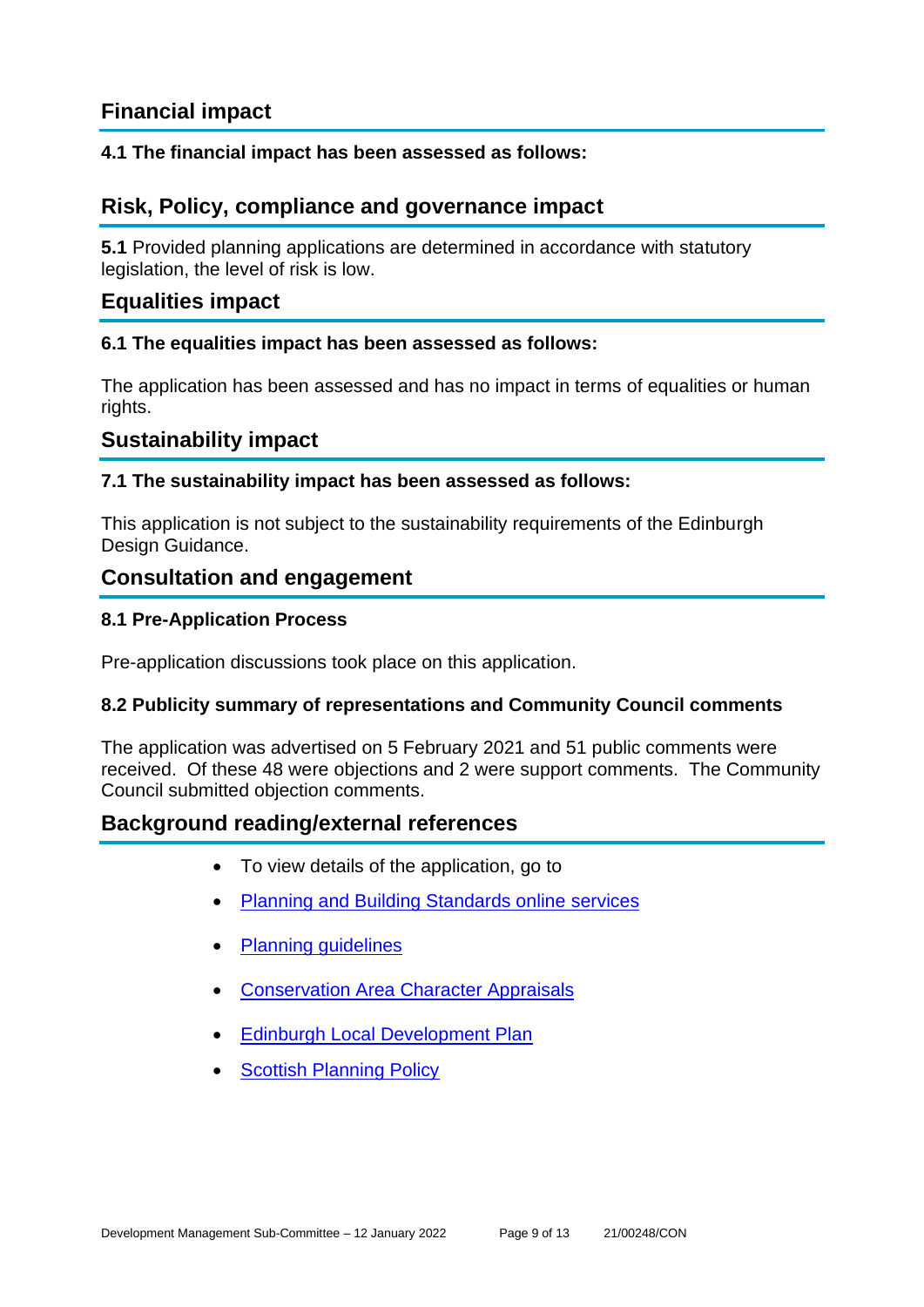## Financial impact

**4.1 The financial impact has been assessed as follows:**

## Risk, Policy, compliance and governance impact

**5.1** Provided planning applications are determined in accordance with statutory legislation, the level of risk is low.

## Equalities impact

**6.1 The equalities impact has been assessed as follows:**

The application has been assessed and has no impact in terms of equalities or human rights.

## Sustainability impact

**7.1 The sustainability impact has been assessed as follows:**

This application is not subject to the sustainability requirements of the Edinburgh Design Guidance.

## Consultation and engagement

**8.1 Pre-Application Process**

Pre-application discussions took place on this application.

**8.2 Publicity summary of representations and Community Council comments**

The application was advertised on 5 February 2021 and 51 public comments were received. Of these 48 were objections and 2 were support comments. The Community Council submitted objection comments.

## Background reading/external references

- To view details of the application, go to
- Planning and Building Standards online services
- Planning guidelines
- Conservation Area Character Appraisals
- Edinburgh Local Development Plan
- Scottish Planning Policy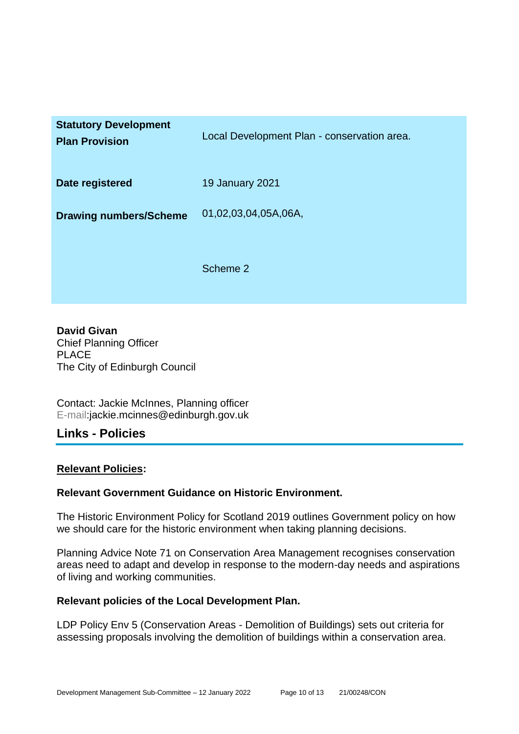| | |
|---|---|
| **Statutory Development Plan Provision** | Local Development Plan - conservation area. |
| **Date registered** | 19 January 2021 |
| **Drawing numbers/Scheme** | 01,02,03,04,05A,06A,<br><br>Scheme 2 |

**David Givan**
Chief Planning Officer
PLACE
The City of Edinburgh Council

Contact: Jackie McInnes, Planning officer
E-mail:jackie.mcinnes@edinburgh.gov.uk

## Links - Policies

**Relevant Policies:**

**Relevant Government Guidance on Historic Environment.**

The Historic Environment Policy for Scotland 2019 outlines Government policy on how we should care for the historic environment when taking planning decisions.

Planning Advice Note 71 on Conservation Area Management recognises conservation areas need to adapt and develop in response to the modern-day needs and aspirations of living and working communities.

**Relevant policies of the Local Development Plan.**

LDP Policy Env 5 (Conservation Areas - Demolition of Buildings) sets out criteria for assessing proposals involving the demolition of buildings within a conservation area.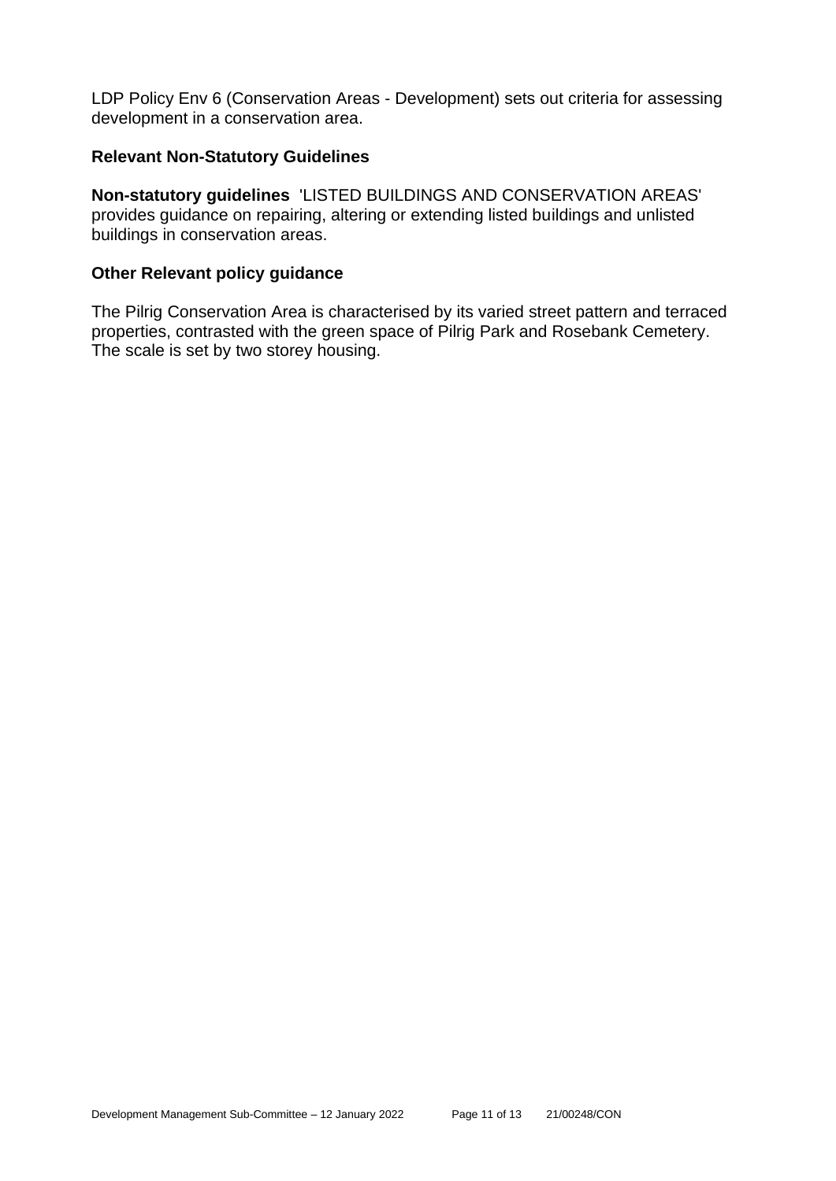LDP Policy Env 6 (Conservation Areas - Development) sets out criteria for assessing development in a conservation area.

### Relevant Non-Statutory Guidelines

**Non-statutory guidelines** 'LISTED BUILDINGS AND CONSERVATION AREAS' provides guidance on repairing, altering or extending listed buildings and unlisted buildings in conservation areas.

### Other Relevant policy guidance

The Pilrig Conservation Area is characterised by its varied street pattern and terraced properties, contrasted with the green space of Pilrig Park and Rosebank Cemetery. The scale is set by two storey housing.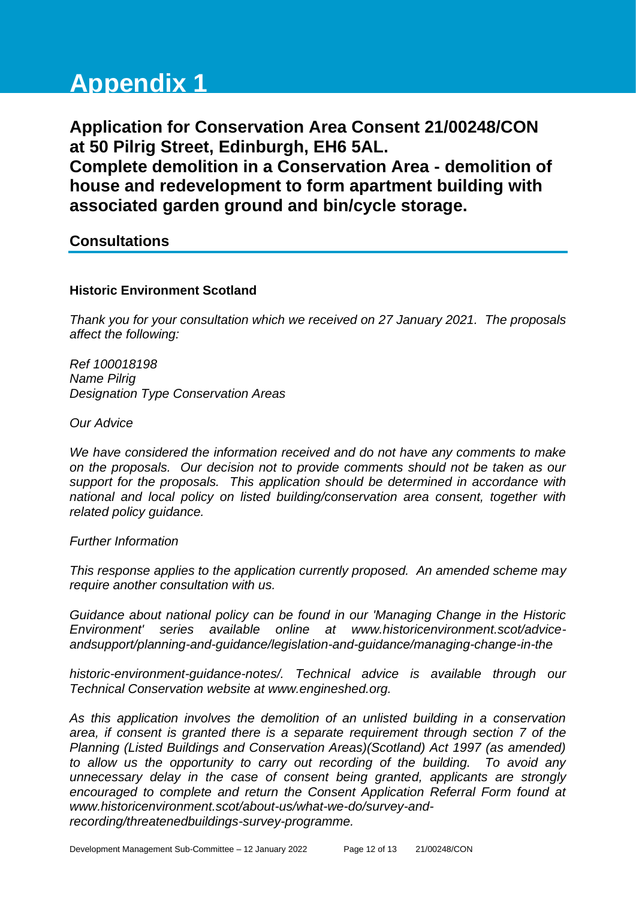# Appendix 1

## Application for Conservation Area Consent 21/00248/CON at 50 Pilrig Street, Edinburgh, EH6 5AL. Complete demolition in a Conservation Area - demolition of house and redevelopment to form apartment building with associated garden ground and bin/cycle storage.

### Consultations

**Historic Environment Scotland**

*Thank you for your consultation which we received on 27 January 2021. The proposals affect the following:*

*Ref 100018198*
*Name Pilrig*
*Designation Type Conservation Areas*

*Our Advice*

*We have considered the information received and do not have any comments to make on the proposals. Our decision not to provide comments should not be taken as our support for the proposals. This application should be determined in accordance with national and local policy on listed building/conservation area consent, together with related policy guidance.*

*Further Information*

*This response applies to the application currently proposed. An amended scheme may require another consultation with us.*

*Guidance about national policy can be found in our 'Managing Change in the Historic Environment' series available online at www.historicenvironment.scot/advice-andsupport/planning-and-guidance/legislation-and-guidance/managing-change-in-the*

*historic-environment-guidance-notes/. Technical advice is available through our Technical Conservation website at www.engineshed.org.*

*As this application involves the demolition of an unlisted building in a conservation area, if consent is granted there is a separate requirement through section 7 of the Planning (Listed Buildings and Conservation Areas)(Scotland) Act 1997 (as amended) to allow us the opportunity to carry out recording of the building. To avoid any unnecessary delay in the case of consent being granted, applicants are strongly encouraged to complete and return the Consent Application Referral Form found at www.historicenvironment.scot/about-us/what-we-do/survey-and-recording/threatenedbuildings-survey-programme.*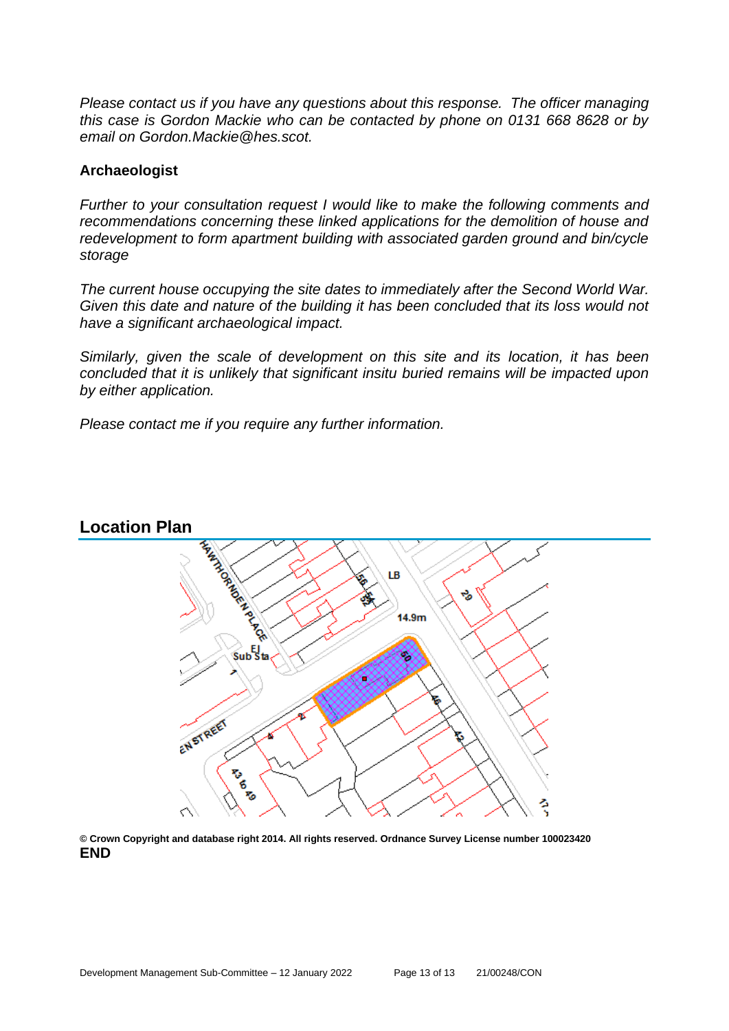*Please contact us if you have any questions about this response. The officer managing this case is Gordon Mackie who can be contacted by phone on 0131 668 8628 or by email on Gordon.Mackie@hes.scot.*

**Archaeologist**

*Further to your consultation request I would like to make the following comments and recommendations concerning these linked applications for the demolition of house and redevelopment to form apartment building with associated garden ground and bin/cycle storage*

*The current house occupying the site dates to immediately after the Second World War. Given this date and nature of the building it has been concluded that its loss would not have a significant archaeological impact.*

*Similarly, given the scale of development on this site and its location, it has been concluded that it is unlikely that significant insitu buried remains will be impacted upon by either application.*

*Please contact me if you require any further information.*

## Location Plan

HAWTHORNDEN PLACE
LB
14.9m
EL Sub Sta
STREET
29
60
56
52
1
2
4
46
42
43 to 49
17

**© Crown Copyright and database right 2014. All rights reserved. Ordnance Survey License number 100023420**

**END**